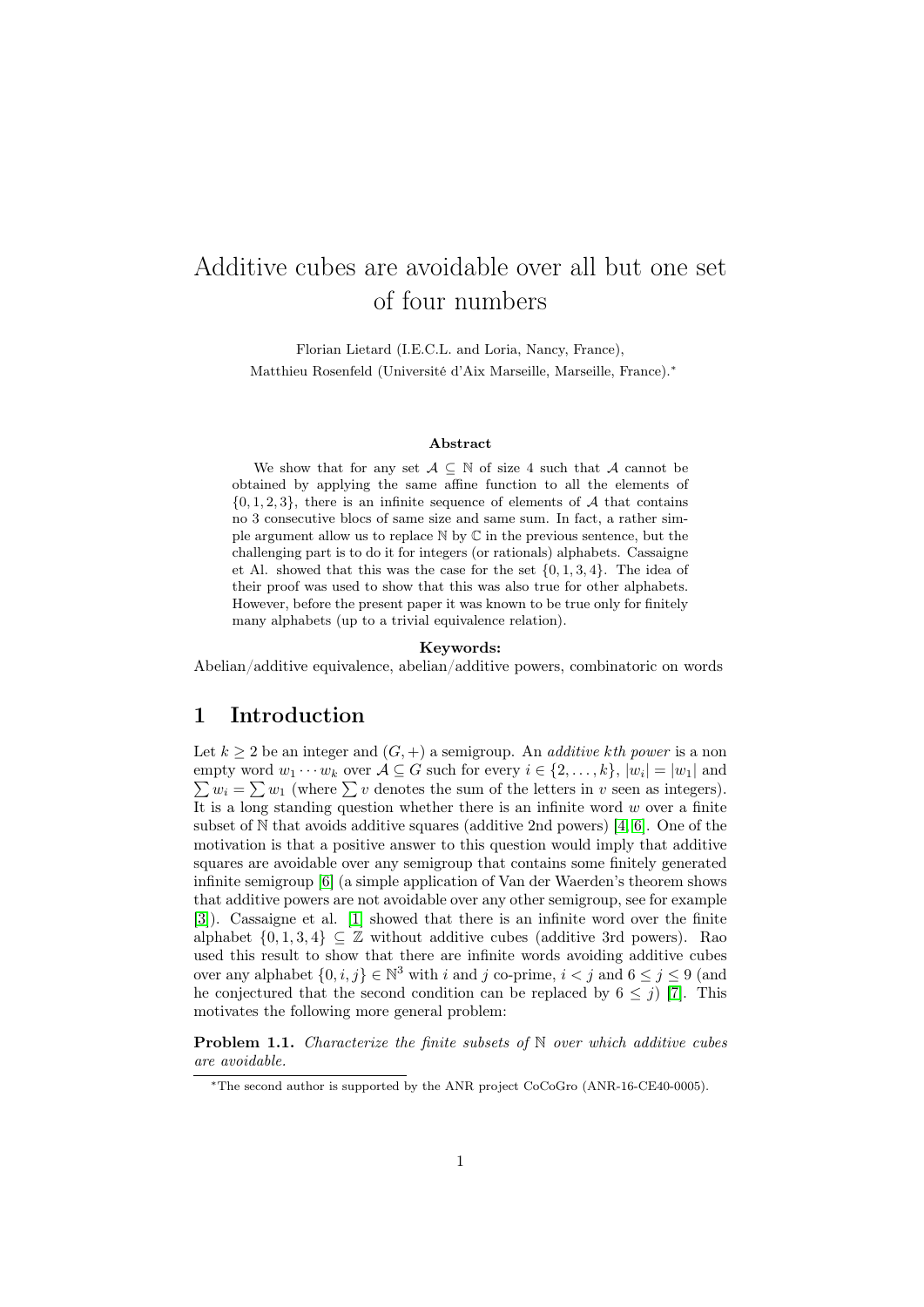# Additive cubes are avoidable over all but one set of four numbers

Florian Lietard (I.E.C.L. and Loria, Nancy, France),
Matthieu Rosenfeld (Université d'Aix Marseille, Marseille, France).*

### Abstract

We show that for any set $\mathcal{A} \subseteq \mathbb{N}$ of size 4 such that $\mathcal{A}$ cannot be obtained by applying the same affine function to all the elements of $\{0, 1, 2, 3\}$, there is an infinite sequence of elements of $\mathcal{A}$ that contains no 3 consecutive blocs of same size and same sum. In fact, a rather simple argument allow us to replace $\mathbb{N}$ by $\mathbb{C}$ in the previous sentence, but the challenging part is to do it for integers (or rationals) alphabets. Cassaigne et Al. showed that this was the case for the set $\{0, 1, 3, 4\}$. The idea of their proof was used to show that this was also true for other alphabets. However, before the present paper it was known to be true only for finitely many alphabets (up to a trivial equivalence relation).

**Keywords:**
Abelian/additive equivalence, abelian/additive powers, combinatoric on words

## 1 Introduction

Let $k \geq 2$ be an integer and $(G, +)$ a semigroup. An *additive kth power* is a non empty word $w_1 \cdots w_k$ over $\mathcal{A} \subseteq G$ such for every $i \in \{2, \ldots, k\}$, $|w_i| = |w_1|$ and $\sum w_i = \sum w_1$ (where $\sum v$ denotes the sum of the letters in $v$ seen as integers). It is a long standing question whether there is an infinite word $w$ over a finite subset of $\mathbb{N}$ that avoids additive squares (additive 2nd powers) [4, 6]. One of the motivation is that a positive answer to this question would imply that additive squares are avoidable over any semigroup that contains some finitely generated infinite semigroup [6] (a simple application of Van der Waerden's theorem shows that additive powers are not avoidable over any other semigroup, see for example [3]). Cassaigne et al. [1] showed that there is an infinite word over the finite alphabet $\{0, 1, 3, 4\} \subseteq \mathbb{Z}$ without additive cubes (additive 3rd powers). Rao used this result to show that there are infinite words avoiding additive cubes over any alphabet $\{0, i, j\} \in \mathbb{N}^3$ with $i$ and $j$ co-prime, $i < j$ and $6 \leq j \leq 9$ (and he conjectured that the second condition can be replaced by $6 \leq j$) [7]. This motivates the following more general problem:

**Problem 1.1.** *Characterize the finite subsets of $\mathbb{N}$ over which additive cubes are avoidable.*

*The second author is supported by the ANR project CoCoGro (ANR-16-CE40-0005).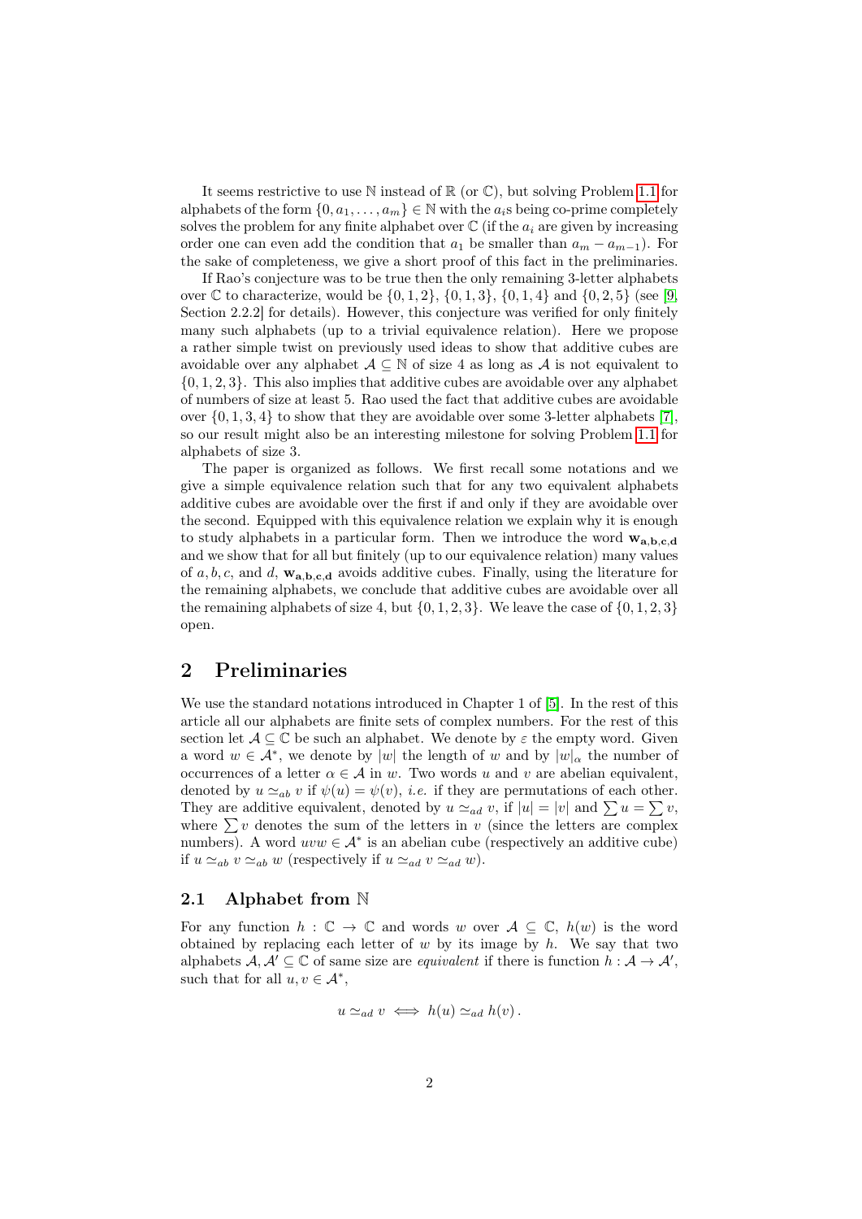It seems restrictive to use $\mathbb{N}$ instead of $\mathbb{R}$ (or $\mathbb{C}$), but solving Problem 1.1 for alphabets of the form $\{0, a_1, \ldots, a_m\} \in \mathbb{N}$ with the $a_i$s being co-prime completely solves the problem for any finite alphabet over $\mathbb{C}$ (if the $a_i$ are given by increasing order one can even add the condition that $a_1$ be smaller than $a_m - a_{m-1}$). For the sake of completeness, we give a short proof of this fact in the preliminaries.

If Rao's conjecture was to be true then the only remaining 3-letter alphabets over $\mathbb{C}$ to characterize, would be $\{0, 1, 2\}$, $\{0, 1, 3\}$, $\{0, 1, 4\}$ and $\{0, 2, 5\}$ (see [9, Section 2.2.2] for details). However, this conjecture was verified for only finitely many such alphabets (up to a trivial equivalence relation). Here we propose a rather simple twist on previously used ideas to show that additive cubes are avoidable over any alphabet $\mathcal{A} \subseteq \mathbb{N}$ of size 4 as long as $\mathcal{A}$ is not equivalent to $\{0, 1, 2, 3\}$. This also implies that additive cubes are avoidable over any alphabet of numbers of size at least 5. Rao used the fact that additive cubes are avoidable over $\{0, 1, 3, 4\}$ to show that they are avoidable over some 3-letter alphabets [7], so our result might also be an interesting milestone for solving Problem 1.1 for alphabets of size 3.

The paper is organized as follows. We first recall some notations and we give a simple equivalence relation such that for any two equivalent alphabets additive cubes are avoidable over the first if and only if they are avoidable over the second. Equipped with this equivalence relation we explain why it is enough to study alphabets in a particular form. Then we introduce the word $\mathbf{w_{a,b,c,d}}$ and we show that for all but finitely (up to our equivalence relation) many values of $a, b, c$, and $d$, $\mathbf{w_{a,b,c,d}}$ avoids additive cubes. Finally, using the literature for the remaining alphabets, we conclude that additive cubes are avoidable over all the remaining alphabets of size 4, but $\{0, 1, 2, 3\}$. We leave the case of $\{0, 1, 2, 3\}$ open.

## 2 Preliminaries

We use the standard notations introduced in Chapter 1 of [5]. In the rest of this article all our alphabets are finite sets of complex numbers. For the rest of this section let $\mathcal{A} \subseteq \mathbb{C}$ be such an alphabet. We denote by $\varepsilon$ the empty word. Given a word $w \in \mathcal{A}^*$, we denote by $|w|$ the length of $w$ and by $|w|_\alpha$ the number of occurrences of a letter $\alpha \in \mathcal{A}$ in $w$. Two words $u$ and $v$ are abelian equivalent, denoted by $u \simeq_{ab} v$ if $\psi(u) = \psi(v)$, *i.e.* if they are permutations of each other. They are additive equivalent, denoted by $u \simeq_{ad} v$, if $|u| = |v|$ and $\sum u = \sum v$, where $\sum v$ denotes the sum of the letters in $v$ (since the letters are complex numbers). A word $uvw \in \mathcal{A}^*$ is an abelian cube (respectively an additive cube) if $u \simeq_{ab} v \simeq_{ab} w$ (respectively if $u \simeq_{ad} v \simeq_{ad} w$).

### 2.1 Alphabet from $\mathbb{N}$

For any function $h : \mathbb{C} \to \mathbb{C}$ and words $w$ over $\mathcal{A} \subseteq \mathbb{C}$, $h(w)$ is the word obtained by replacing each letter of $w$ by its image by $h$. We say that two alphabets $\mathcal{A}, \mathcal{A}' \subseteq \mathbb{C}$ of same size are *equivalent* if there is function $h : \mathcal{A} \to \mathcal{A}'$, such that for all $u, v \in \mathcal{A}^*$,

$$u \simeq_{ad} v \iff h(u) \simeq_{ad} h(v)\,.$$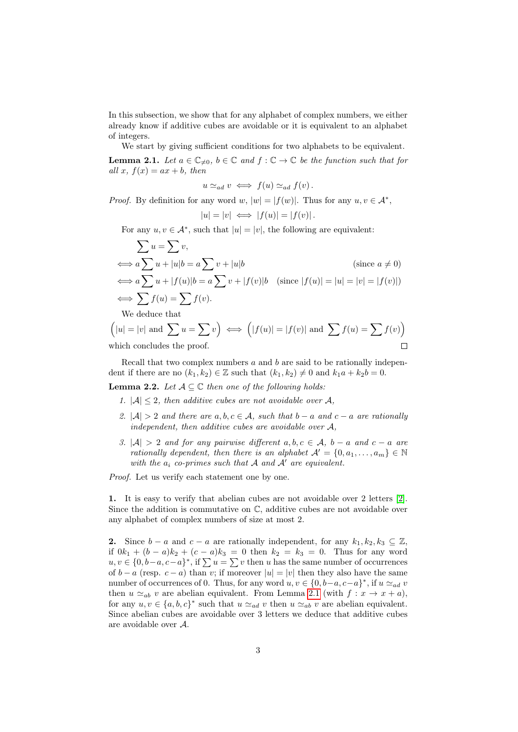In this subsection, we show that for any alphabet of complex numbers, we either already know if additive cubes are avoidable or it is equivalent to an alphabet of integers.

We start by giving sufficient conditions for two alphabets to be equivalent.

**Lemma 2.1.** *Let $a \in \mathbb{C}_{\neq 0}$, $b \in \mathbb{C}$ and $f : \mathbb{C} \to \mathbb{C}$ be the function such that for all $x$, $f(x) = ax + b$, then*

$$u \simeq_{ad} v \iff f(u) \simeq_{ad} f(v) .$$

*Proof.* By definition for any word $w$, $|w| = |f(w)|$. Thus for any $u, v \in \mathcal{A}^*$,

$$|u| = |v| \iff |f(u)| = |f(v)| .$$

For any $u, v \in \mathcal{A}^*$, such that $|u| = |v|$, the following are equivalent:

$$\begin{aligned}
&\sum u = \sum v, \\
\iff & a \sum u + |u|b = a \sum v + |u|b && \text{(since } a \neq 0\text{)} \\
\iff & a \sum u + |f(u)|b = a \sum v + |f(v)|b && \text{(since } |f(u)| = |u| = |v| = |f(v)|\text{)} \\
\iff & \sum f(u) = \sum f(v).
\end{aligned}$$

We deduce that

$$\left(|u| = |v| \text{ and } \sum u = \sum v\right) \iff \left(|f(u)| = |f(v)| \text{ and } \sum f(u) = \sum f(v)\right)$$

which concludes the proof. □

Recall that two complex numbers $a$ and $b$ are said to be rationally independent if there are no $(k_1, k_2) \in \mathbb{Z}$ such that $(k_1, k_2) \neq 0$ and $k_1 a + k_2 b = 0$.

**Lemma 2.2.** *Let $\mathcal{A} \subseteq \mathbb{C}$ then one of the following holds:*

1. *$|\mathcal{A}| \leq 2$, then additive cubes are not avoidable over $\mathcal{A}$,*
2. *$|\mathcal{A}| > 2$ and there are $a, b, c \in \mathcal{A}$, such that $b - a$ and $c - a$ are rationally independent, then additive cubes are avoidable over $\mathcal{A}$,*
3. *$|\mathcal{A}| > 2$ and for any pairwise different $a, b, c \in \mathcal{A}$, $b - a$ and $c - a$ are rationally dependent, then there is an alphabet $\mathcal{A}' = \{0, a_1, \ldots, a_m\} \in \mathbb{N}$ with the $a_i$ co-primes such that $\mathcal{A}$ and $\mathcal{A}'$ are equivalent.*

*Proof.* Let us verify each statement one by one.

**1.** It is easy to verify that abelian cubes are not avoidable over 2 letters [2]. Since the addition is commutative on $\mathbb{C}$, additive cubes are not avoidable over any alphabet of complex numbers of size at most 2.

**2.** Since $b - a$ and $c - a$ are rationally independent, for any $k_1, k_2, k_3 \subseteq \mathbb{Z}$, if $0k_1 + (b - a)k_2 + (c - a)k_3 = 0$ then $k_2 = k_3 = 0$. Thus for any word $u, v \in \{0, b-a, c-a\}^*$, if $\sum u = \sum v$ then $u$ has the same number of occurrences of $b - a$ (resp. $c - a$) than $v$; if moreover $|u| = |v|$ then they also have the same number of occurrences of 0. Thus, for any word $u, v \in \{0, b-a, c-a\}^*$, if $u \simeq_{ad} v$ then $u \simeq_{ab} v$ are abelian equivalent. From Lemma 2.1 (with $f : x \to x + a$), for any $u, v \in \{a, b, c\}^*$ such that $u \simeq_{ad} v$ then $u \simeq_{ab} v$ are abelian equivalent. Since abelian cubes are avoidable over 3 letters we deduce that additive cubes are avoidable over $\mathcal{A}$.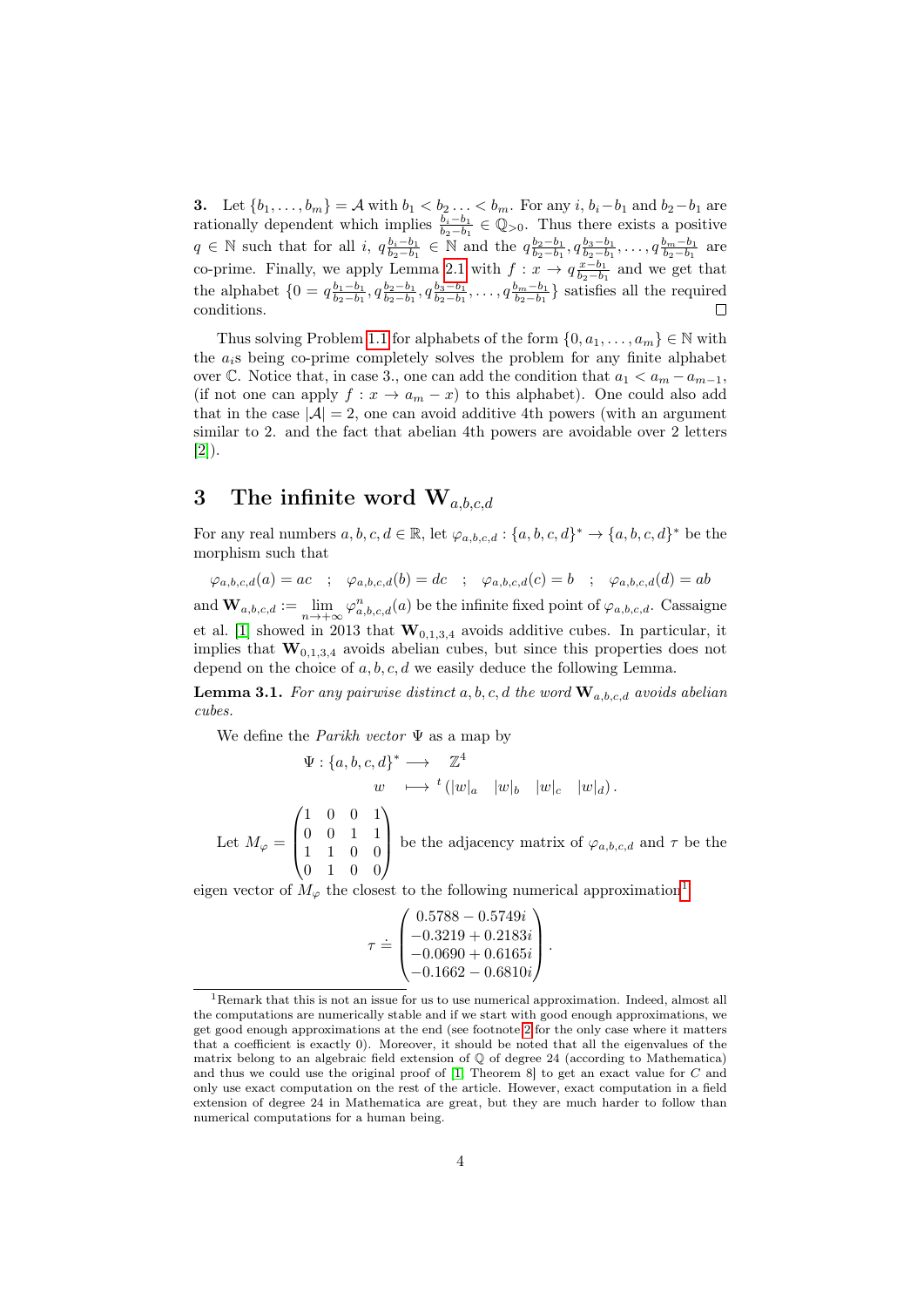**3.** Let $\{b_1, \ldots, b_m\} = \mathcal{A}$ with $b_1 < b_2 \ldots < b_m$. For any $i$, $b_i - b_1$ and $b_2 - b_1$ are rationally dependent which implies $\frac{b_i - b_1}{b_2 - b_1} \in \mathbb{Q}_{>0}$. Thus there exists a positive $q \in \mathbb{N}$ such that for all $i$, $q\frac{b_i - b_1}{b_2 - b_1} \in \mathbb{N}$ and the $q\frac{b_2-b_1}{b_2-b_1}, q\frac{b_3-b_1}{b_2-b_1}, \ldots, q\frac{b_m-b_1}{b_2-b_1}$ are co-prime. Finally, we apply Lemma 2.1 with $f : x \to q\frac{x-b_1}{b_2-b_1}$ and we get that the alphabet $\{0 = q\frac{b_1-b_1}{b_2-b_1}, q\frac{b_2-b_1}{b_2-b_1}, q\frac{b_3-b_1}{b_2-b_1}, \ldots, q\frac{b_m-b_1}{b_2-b_1}\}$ satisfies all the required conditions. □

Thus solving Problem 1.1 for alphabets of the form $\{0, a_1, \ldots, a_m\} \in \mathbb{N}$ with the $a_i$s being co-prime completely solves the problem for any finite alphabet over $\mathbb{C}$. Notice that, in case 3., one can add the condition that $a_1 < a_m - a_{m-1}$, (if not one can apply $f : x \to a_m - x$) to this alphabet). One could also add that in the case $|\mathcal{A}| = 2$, one can avoid additive 4th powers (with an argument similar to 2. and the fact that abelian 4th powers are avoidable over 2 letters [2]).

# 3 The infinite word $\mathbf{W}_{a,b,c,d}$

For any real numbers $a, b, c, d \in \mathbb{R}$, let $\varphi_{a,b,c,d} : \{a, b, c, d\}^* \to \{a, b, c, d\}^*$ be the morphism such that

$$\varphi_{a,b,c,d}(a) = ac \quad ; \quad \varphi_{a,b,c,d}(b) = dc \quad ; \quad \varphi_{a,b,c,d}(c) = b \quad ; \quad \varphi_{a,b,c,d}(d) = ab$$

and $\mathbf{W}_{a,b,c,d} := \lim_{n \to +\infty} \varphi^n_{a,b,c,d}(a)$ be the infinite fixed point of $\varphi_{a,b,c,d}$. Cassaigne et al. [1] showed in 2013 that $\mathbf{W}_{0,1,3,4}$ avoids additive cubes. In particular, it implies that $\mathbf{W}_{0,1,3,4}$ avoids abelian cubes, but since this properties does not depend on the choice of $a, b, c, d$ we easily deduce the following Lemma.

**Lemma 3.1.** *For any pairwise distinct $a, b, c, d$ the word $\mathbf{W}_{a,b,c,d}$ avoids abelian cubes.*

We define the *Parikh vector* $\Psi$ as a map by

$$\begin{aligned} \Psi : \{a, b, c, d\}^* &\longrightarrow \mathbb{Z}^4 \\ w &\longmapsto {}^t(|w|_a \quad |w|_b \quad |w|_c \quad |w|_d). \end{aligned}$$

Let $M_\varphi = \begin{pmatrix} 1 & 0 & 0 & 1 \\ 0 & 0 & 1 & 1 \\ 1 & 1 & 0 & 0 \\ 0 & 1 & 0 & 0 \end{pmatrix}$ be the adjacency matrix of $\varphi_{a,b,c,d}$ and $\tau$ be the eigen vector of $M_\varphi$ the closest to the following numerical approximation[1]

$$\tau \doteq \begin{pmatrix} 0.5788 - 0.5749i \\ -0.3219 + 0.2183i \\ -0.0690 + 0.6165i \\ -0.1662 - 0.6810i \end{pmatrix}.$$

[1] Remark that this is not an issue for us to use numerical approximation. Indeed, almost all the computations are numerically stable and if we start with good enough approximations, we get good enough approximations at the end (see footnote 2 for the only case where it matters that a coefficient is exactly 0). Moreover, it should be noted that all the eigenvalues of the matrix belong to an algebraic field extension of $\mathbb{Q}$ of degree 24 (according to Mathematica) and thus we could use the original proof of [1, Theorem 8] to get an exact value for $C$ and only use exact computation on the rest of the article. However, exact computation in a field extension of degree 24 in Mathematica are great, but they are much harder to follow than numerical computations for a human being.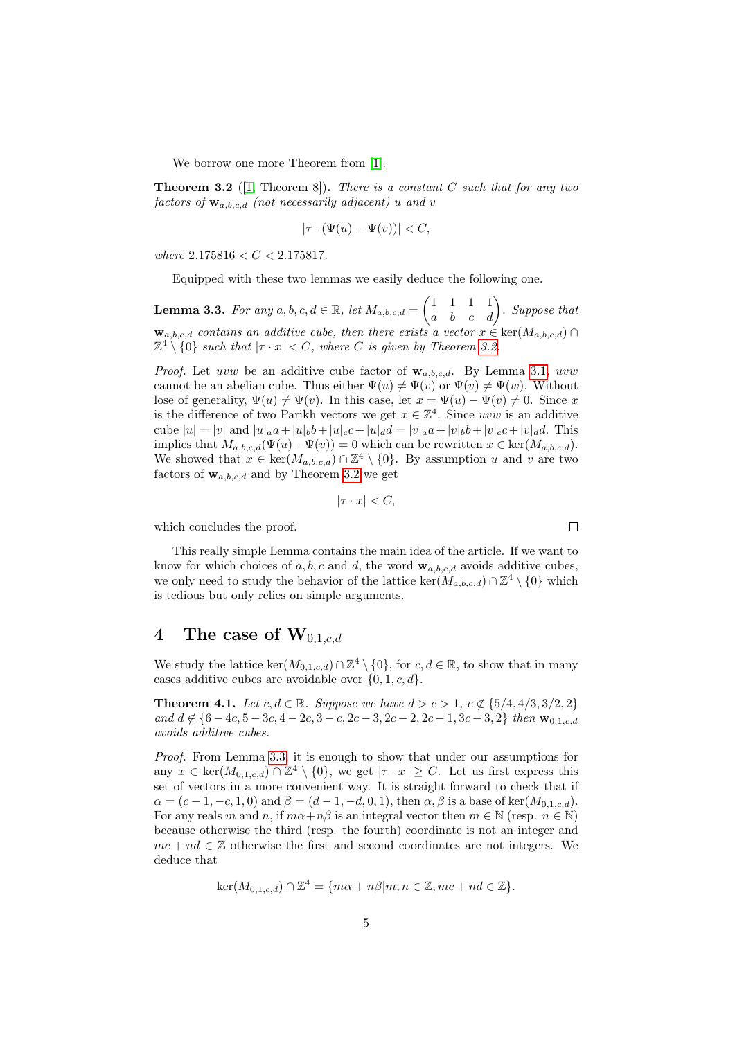We borrow one more Theorem from [1].

**Theorem 3.2** ([1, Theorem 8])**.** *There is a constant $C$ such that for any two factors of $\mathbf{w}_{a,b,c,d}$ (not necessarily adjacent) $u$ and $v$*

$$|\tau \cdot (\Psi(u) - \Psi(v))| < C,$$

*where* $2.175816 < C < 2.175817$.

Equipped with these two lemmas we easily deduce the following one.

**Lemma 3.3.** *For any $a, b, c, d \in \mathbb{R}$, let $M_{a,b,c,d} = \begin{pmatrix} 1 & 1 & 1 & 1 \\ a & b & c & d \end{pmatrix}$. Suppose that $\mathbf{w}_{a,b,c,d}$ contains an additive cube, then there exists a vector $x \in \ker(M_{a,b,c,d}) \cap \mathbb{Z}^4 \setminus \{0\}$ such that $|\tau \cdot x| < C$, where $C$ is given by Theorem 3.2.*

*Proof.* Let $uvw$ be an additive cube factor of $\mathbf{w}_{a,b,c,d}$. By Lemma 3.1, $uvw$ cannot be an abelian cube. Thus either $\Psi(u) \neq \Psi(v)$ or $\Psi(v) \neq \Psi(w)$. Without lose of generality, $\Psi(u) \neq \Psi(v)$. In this case, let $x = \Psi(u) - \Psi(v) \neq 0$. Since $x$ is the difference of two Parikh vectors we get $x \in \mathbb{Z}^4$. Since $uvw$ is an additive cube $|u| = |v|$ and $|u|_a a + |u|_b b + |u|_c c + |u|_d d = |v|_a a + |v|_b b + |v|_c c + |v|_d d$. This implies that $M_{a,b,c,d}(\Psi(u) - \Psi(v)) = 0$ which can be rewritten $x \in \ker(M_{a,b,c,d})$. We showed that $x \in \ker(M_{a,b,c,d}) \cap \mathbb{Z}^4 \setminus \{0\}$. By assumption $u$ and $v$ are two factors of $\mathbf{w}_{a,b,c,d}$ and by Theorem 3.2 we get

$$|\tau \cdot x| < C,$$

which concludes the proof. $\square$

This really simple Lemma contains the main idea of the article. If we want to know for which choices of $a, b, c$ and $d$, the word $\mathbf{w}_{a,b,c,d}$ avoids additive cubes, we only need to study the behavior of the lattice $\ker(M_{a,b,c,d}) \cap \mathbb{Z}^4 \setminus \{0\}$ which is tedious but only relies on simple arguments.

# 4 The case of $\mathbf{W}_{0,1,c,d}$

We study the lattice $\ker(M_{0,1,c,d}) \cap \mathbb{Z}^4 \setminus \{0\}$, for $c, d \in \mathbb{R}$, to show that in many cases additive cubes are avoidable over $\{0, 1, c, d\}$.

**Theorem 4.1.** *Let $c, d \in \mathbb{R}$. Suppose we have $d > c > 1$, $c \notin \{5/4, 4/3, 3/2, 2\}$ and $d \notin \{6 - 4c, 5 - 3c, 4 - 2c, 3 - c, 2c - 3, 2c - 2, 2c - 1, 3c - 3, 2\}$ then $\mathbf{w}_{0,1,c,d}$ avoids additive cubes.*

*Proof.* From Lemma 3.3, it is enough to show that under our assumptions for any $x \in \ker(M_{0,1,c,d}) \cap \mathbb{Z}^4 \setminus \{0\}$, we get $|\tau \cdot x| \geq C$. Let us first express this set of vectors in a more convenient way. It is straight forward to check that if $\alpha = (c - 1, -c, 1, 0)$ and $\beta = (d - 1, -d, 0, 1)$, then $\alpha, \beta$ is a base of $\ker(M_{0,1,c,d})$. For any reals $m$ and $n$, if $m\alpha + n\beta$ is an integral vector then $m \in \mathbb{N}$ (resp. $n \in \mathbb{N}$) because otherwise the third (resp. the fourth) coordinate is not an integer and $mc + nd \in \mathbb{Z}$ otherwise the first and second coordinates are not integers. We deduce that

$$\ker(M_{0,1,c,d}) \cap \mathbb{Z}^4 = \{m\alpha + n\beta | m, n \in \mathbb{Z}, mc + nd \in \mathbb{Z}\}.$$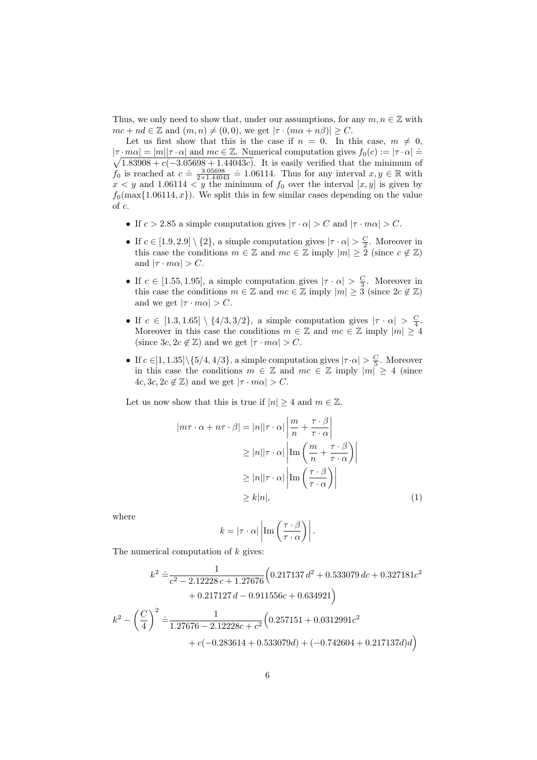Thus, we only need to show that, under our assumptions, for any $m, n \in \mathbb{Z}$ with $mc + nd \in \mathbb{Z}$ and $(m, n) \neq (0, 0)$, we get $|\tau \cdot (m\alpha + n\beta)| \geq C$.

Let us first show that this is the case if $n = 0$. In this case, $m \neq 0$, $|\tau \cdot m\alpha| = |m||\tau \cdot \alpha|$ and $mc \in \mathbb{Z}$. Numerical computation gives $f_0(c) := |\tau \cdot \alpha| \doteq \sqrt{1.83908 + c(-3.05698 + 1.44043c)}$. It is easily verified that the minimum of $f_0$ is reached at $c \doteq \frac{3.05698}{2 \times 1.44043} \doteq 1.06114$. Thus for any interval $x, y \in \mathbb{R}$ with $x < y$ and $1.06114 < y$ the minimum of $f_0$ over the interval $[x, y]$ is given by $f_0(\max\{1.06114, x\})$. We split this in few similar cases depending on the value of $c$.

- If $c > 2.85$ a simple computation gives $|\tau \cdot \alpha| > C$ and $|\tau \cdot m\alpha| > C$.
- If $c \in [1.9, 2.9] \setminus \{2\}$, a simple computation gives $|\tau \cdot \alpha| > \frac{C}{2}$. Moreover in this case the conditions $m \in \mathbb{Z}$ and $mc \in \mathbb{Z}$ imply $|m| \geq 2$ (since $c \notin \mathbb{Z}$) and $|\tau \cdot m\alpha| > C$.
- If $c \in [1.55, 1.95]$, a simple computation gives $|\tau \cdot \alpha| > \frac{C}{3}$. Moreover in this case the conditions $m \in \mathbb{Z}$ and $mc \in \mathbb{Z}$ imply $|m| \geq 3$ (since $2c \notin \mathbb{Z}$) and we get $|\tau \cdot m\alpha| > C$.
- If $c \in [1.3, 1.65] \setminus \{4/3, 3/2\}$, a simple computation gives $|\tau \cdot \alpha| > \frac{C}{4}$. Moreover in this case the conditions $m \in \mathbb{Z}$ and $mc \in \mathbb{Z}$ imply $|m| \geq 4$ (since $3c, 2c \notin \mathbb{Z}$) and we get $|\tau \cdot m\alpha| > C$.
- If $c \in ]1, 1.35] \setminus \{5/4, 4/3\}$, a simple computation gives $|\tau \cdot \alpha| > \frac{C}{5}$. Moreover in this case the conditions $m \in \mathbb{Z}$ and $mc \in \mathbb{Z}$ imply $|m| \geq 4$ (since $4c, 3c, 2c \notin \mathbb{Z}$) and we get $|\tau \cdot m\alpha| > C$.

Let us now show that this is true if $|n| \geq 4$ and $m \in \mathbb{Z}$.

$$
\begin{aligned}
|m\tau \cdot \alpha + n\tau \cdot \beta| &= |n||\tau \cdot \alpha| \left| \frac{m}{n} + \frac{\tau \cdot \beta}{\tau \cdot \alpha} \right| \\
&\geq |n||\tau \cdot \alpha| \left| \mathrm{Im}\left( \frac{m}{n} + \frac{\tau \cdot \beta}{\tau \cdot \alpha} \right) \right| \\
&\geq |n||\tau \cdot \alpha| \left| \mathrm{Im}\left( \frac{\tau \cdot \beta}{\tau \cdot \alpha} \right) \right| \\
&\geq k|n|, \qquad (1)
\end{aligned}
$$

where

$$
k = |\tau \cdot \alpha| \left| \mathrm{Im}\left( \frac{\tau \cdot \beta}{\tau \cdot \alpha} \right) \right|.
$$

The numerical computation of $k$ gives:

$$
\begin{aligned}
k^2 \doteq& \frac{1}{c^2 - 2.12228\,c + 1.27676} \Big( 0.217137\,d^2 + 0.533079\,dc + 0.327181c^2 \\
&+ 0.217127\,d - 0.911556c + 0.634921 \Big) \\
k^2 - \left(\frac{C}{4}\right)^2 \doteq& \frac{1}{1.27676 - 2.12228c + c^2} \Big( 0.257151 + 0.0312991c^2 \\
&+ c(-0.283614 + 0.533079d) + (-0.742604 + 0.217137d)d \Big)
\end{aligned}
$$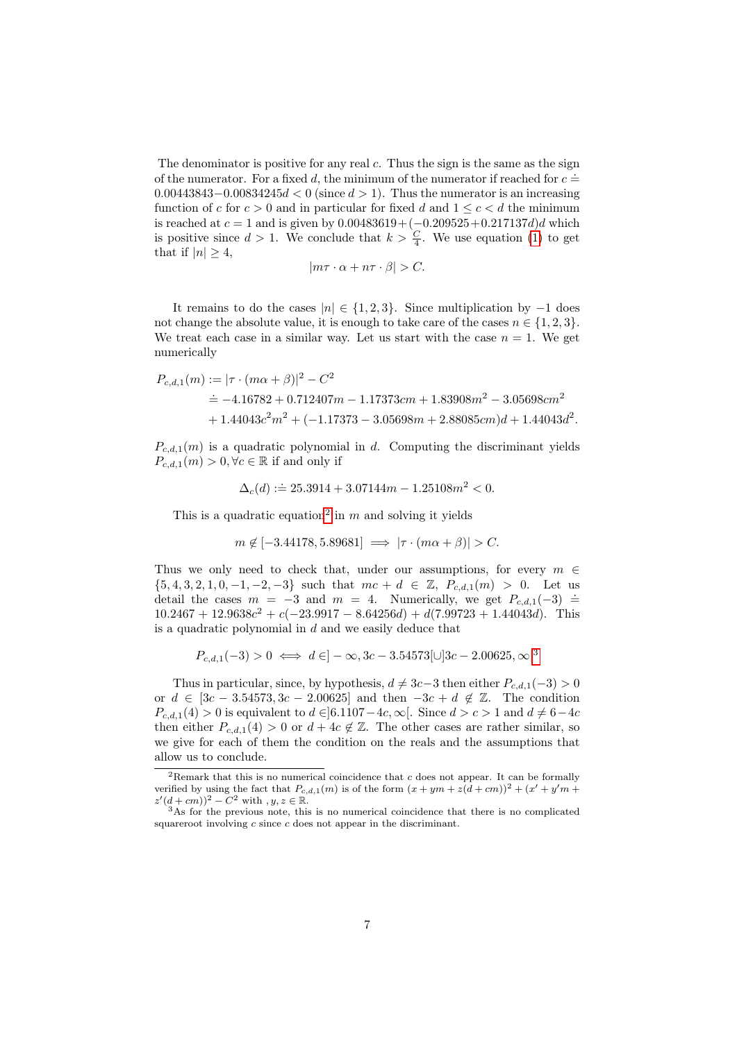The denominator is positive for any real $c$. Thus the sign is the same as the sign of the numerator. For a fixed $d$, the minimum of the numerator if reached for $c \doteq 0.00443843 - 0.00834245d < 0$ (since $d > 1$). Thus the numerator is an increasing function of $c$ for $c > 0$ and in particular for fixed $d$ and $1 \leq c < d$ the minimum is reached at $c = 1$ and is given by $0.00483619 + (-0.209525 + 0.217137d)d$ which is positive since $d > 1$. We conclude that $k > \frac{C}{4}$. We use equation (1) to get that if $|n| \geq 4$,

$$|m\tau \cdot \alpha + n\tau \cdot \beta| > C.$$

It remains to do the cases $|n| \in \{1, 2, 3\}$. Since multiplication by $-1$ does not change the absolute value, it is enough to take care of the cases $n \in \{1, 2, 3\}$. We treat each case in a similar way. Let us start with the case $n = 1$. We get numerically

$$\begin{aligned}
P_{c,d,1}(m) &:= |\tau \cdot (m\alpha + \beta)|^2 - C^2 \\
&\doteq -4.16782 + 0.712407m - 1.17373cm + 1.83908m^2 - 3.05698cm^2 \\
&\quad + 1.44043c^2m^2 + (-1.17373 - 3.05698m + 2.88085cm)d + 1.44043d^2.
\end{aligned}$$

$P_{c,d,1}(m)$ is a quadratic polynomial in $d$. Computing the discriminant yields $P_{c,d,1}(m) > 0, \forall c \in \mathbb{R}$ if and only if

$$\Delta_c(d) :\doteq 25.3914 + 3.07144m - 1.25108m^2 < 0.$$

This is a quadratic equation[2] in $m$ and solving it yields

$$m \notin [-3.44178, 5.89681] \implies |\tau \cdot (m\alpha + \beta)| > C.$$

Thus we only need to check that, under our assumptions, for every $m \in \{5, 4, 3, 2, 1, 0, -1, -2, -3\}$ such that $mc + d \in \mathbb{Z}$, $P_{c,d,1}(m) > 0$. Let us detail the cases $m = -3$ and $m = 4$. Numerically, we get $P_{c,d,1}(-3) \doteq 10.2467 + 12.9638c^2 + c(-23.9917 - 8.64256d) + d(7.99723 + 1.44043d)$. This is a quadratic polynomial in $d$ and we easily deduce that

$$P_{c,d,1}(-3) > 0 \iff d \in ]-\infty, 3c - 3.54573[\cup]3c - 2.00625, \infty[^{3}$$

Thus in particular, since, by hypothesis, $d \neq 3c - 3$ then either $P_{c,d,1}(-3) > 0$ or $d \in [3c - 3.54573, 3c - 2.00625]$ and then $-3c + d \notin \mathbb{Z}$. The condition $P_{c,d,1}(4) > 0$ is equivalent to $d \in ]6.1107 - 4c, \infty[$. Since $d > c > 1$ and $d \neq 6 - 4c$ then either $P_{c,d,1}(4) > 0$ or $d + 4c \notin \mathbb{Z}$. The other cases are rather similar, so we give for each of them the condition on the reals and the assumptions that allow us to conclude.

---

[2] Remark that this is no numerical coincidence that $c$ does not appear. It can be formally verified by using the fact that $P_{c,d,1}(m)$ is of the form $(x + ym + z(d + cm))^2 + (x' + y'm + z'(d + cm))^2 - C^2$ with $, y, z \in \mathbb{R}$.

[3] As for the previous note, this is no numerical coincidence that there is no complicated squareroot involving $c$ since $c$ does not appear in the discriminant.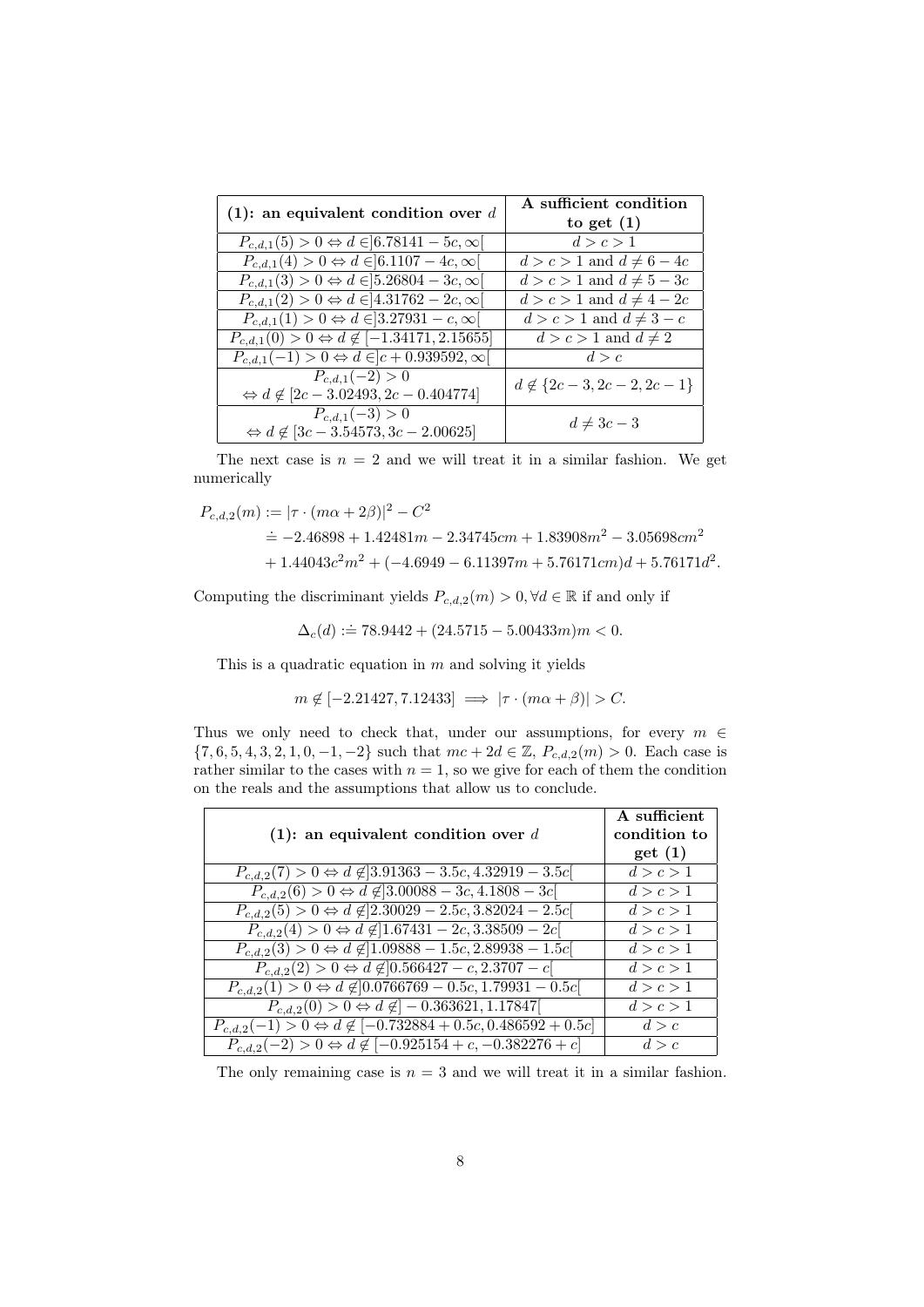| (1): an equivalent condition over $d$ | A sufficient condition to get (1) |
|---|---|
| $P_{c,d,1}(5) > 0 \Leftrightarrow d \in ]6.78141 - 5c, \infty[$ | $d > c > 1$ |
| $P_{c,d,1}(4) > 0 \Leftrightarrow d \in ]6.1107 - 4c, \infty[$ | $d > c > 1$ and $d \neq 6 - 4c$ |
| $P_{c,d,1}(3) > 0 \Leftrightarrow d \in ]5.26804 - 3c, \infty[$ | $d > c > 1$ and $d \neq 5 - 3c$ |
| $P_{c,d,1}(2) > 0 \Leftrightarrow d \in ]4.31762 - 2c, \infty[$ | $d > c > 1$ and $d \neq 4 - 2c$ |
| $P_{c,d,1}(1) > 0 \Leftrightarrow d \in ]3.27931 - c, \infty[$ | $d > c > 1$ and $d \neq 3 - c$ |
| $P_{c,d,1}(0) > 0 \Leftrightarrow d \notin [-1.34171, 2.15655]$ | $d > c > 1$ and $d \neq 2$ |
| $P_{c,d,1}(-1) > 0 \Leftrightarrow d \in ]c + 0.939592, \infty[$ | $d > c$ |
| $P_{c,d,1}(-2) > 0 \Leftrightarrow d \notin [2c - 3.02493, 2c - 0.404774]$ | $d \notin \{2c-3, 2c-2, 2c-1\}$ |
| $P_{c,d,1}(-3) > 0 \Leftrightarrow d \notin [3c - 3.54573, 3c - 2.00625]$ | $d \neq 3c - 3$ |

The next case is $n = 2$ and we will treat it in a similar fashion. We get numerically

$$
\begin{aligned}
P_{c,d,2}(m) &:= |\tau \cdot (m\alpha + 2\beta)|^2 - C^2 \\
&\doteq -2.46898 + 1.42481m - 2.34745cm + 1.83908m^2 - 3.05698cm^2 \\
&\quad + 1.44043c^2m^2 + (-4.6949 - 6.11397m + 5.76171cm)d + 5.76171d^2.
\end{aligned}
$$

Computing the discriminant yields $P_{c,d,2}(m) > 0, \forall d \in \mathbb{R}$ if and only if

$$\Delta_c(d) :\doteq 78.9442 + (24.5715 - 5.00433m)m < 0.$$

This is a quadratic equation in $m$ and solving it yields

$$m \notin [-2.21427, 7.12433] \implies |\tau \cdot (m\alpha + \beta)| > C.$$

Thus we only need to check that, under our assumptions, for every $m \in \{7, 6, 5, 4, 3, 2, 1, 0, -1, -2\}$ such that $mc + 2d \in \mathbb{Z}$, $P_{c,d,2}(m) > 0$. Each case is rather similar to the cases with $n = 1$, so we give for each of them the condition on the reals and the assumptions that allow us to conclude.

| (1): an equivalent condition over $d$ | A sufficient condition to get (1) |
|---|---|
| $P_{c,d,2}(7) > 0 \Leftrightarrow d \notin ]3.91363 - 3.5c, 4.32919 - 3.5c[$ | $d > c > 1$ |
| $P_{c,d,2}(6) > 0 \Leftrightarrow d \notin ]3.00088 - 3c, 4.1808 - 3c[$ | $d > c > 1$ |
| $P_{c,d,2}(5) > 0 \Leftrightarrow d \notin ]2.30029 - 2.5c, 3.82024 - 2.5c[$ | $d > c > 1$ |
| $P_{c,d,2}(4) > 0 \Leftrightarrow d \notin ]1.67431 - 2c, 3.38509 - 2c[$ | $d > c > 1$ |
| $P_{c,d,2}(3) > 0 \Leftrightarrow d \notin ]1.09888 - 1.5c, 2.89938 - 1.5c[$ | $d > c > 1$ |
| $P_{c,d,2}(2) > 0 \Leftrightarrow d \notin ]0.566427 - c, 2.3707 - c[$ | $d > c > 1$ |
| $P_{c,d,2}(1) > 0 \Leftrightarrow d \notin ]0.0766769 - 0.5c, 1.79931 - 0.5c[$ | $d > c > 1$ |
| $P_{c,d,2}(0) > 0 \Leftrightarrow d \notin ] - 0.363621, 1.17847[$ | $d > c > 1$ |
| $P_{c,d,2}(-1) > 0 \Leftrightarrow d \notin [-0.732884 + 0.5c, 0.486592 + 0.5c]$ | $d > c$ |
| $P_{c,d,2}(-2) > 0 \Leftrightarrow d \notin [-0.925154 + c, -0.382276 + c]$ | $d > c$ |

The only remaining case is $n = 3$ and we will treat it in a similar fashion.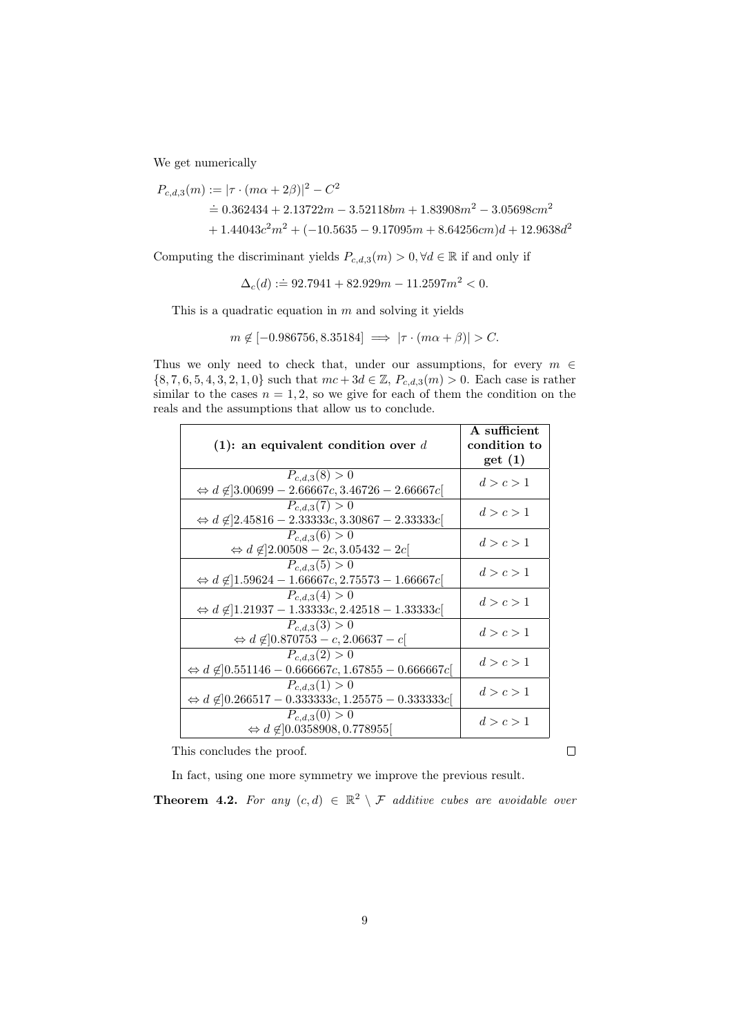We get numerically

$$
\begin{aligned}
P_{c,d,3}(m) &:= |\tau \cdot (m\alpha + 2\beta)|^2 - C^2 \\
&\doteq 0.362434 + 2.13722m - 3.52118bm + 1.83908m^2 - 3.05698cm^2 \\
&\quad + 1.44043c^2m^2 + (-10.5635 - 9.17095m + 8.64256cm)d + 12.9638d^2
\end{aligned}
$$

Computing the discriminant yields $P_{c,d,3}(m) > 0, \forall d \in \mathbb{R}$ if and only if

$$
\Delta_c(d) :\doteq 92.7941 + 82.929m - 11.2597m^2 < 0.
$$

This is a quadratic equation in $m$ and solving it yields

$$
m \notin [-0.986756, 8.35184] \implies |\tau \cdot (m\alpha + \beta)| > C.
$$

Thus we only need to check that, under our assumptions, for every $m \in \{8, 7, 6, 5, 4, 3, 2, 1, 0\}$ such that $mc + 3d \in \mathbb{Z}$, $P_{c,d,3}(m) > 0$. Each case is rather similar to the cases $n = 1, 2$, so we give for each of them the condition on the reals and the assumptions that allow us to conclude.

| **(1): an equivalent condition over $d$** | **A sufficient condition to get (1)** |
|---|---|
| $P_{c,d,3}(8) > 0$ $\Leftrightarrow d \notin ]3.00699 - 2.66667c, 3.46726 - 2.66667c[$ | $d > c > 1$ |
| $P_{c,d,3}(7) > 0$ $\Leftrightarrow d \notin ]2.45816 - 2.33333c, 3.30867 - 2.33333c[$ | $d > c > 1$ |
| $P_{c,d,3}(6) > 0$ $\Leftrightarrow d \notin ]2.00508 - 2c, 3.05432 - 2c[$ | $d > c > 1$ |
| $P_{c,d,3}(5) > 0$ $\Leftrightarrow d \notin ]1.59624 - 1.66667c, 2.75573 - 1.66667c[$ | $d > c > 1$ |
| $P_{c,d,3}(4) > 0$ $\Leftrightarrow d \notin ]1.21937 - 1.33333c, 2.42518 - 1.33333c[$ | $d > c > 1$ |
| $P_{c,d,3}(3) > 0$ $\Leftrightarrow d \notin ]0.870753 - c, 2.06637 - c[$ | $d > c > 1$ |
| $P_{c,d,3}(2) > 0$ $\Leftrightarrow d \notin ]0.551146 - 0.666667c, 1.67855 - 0.666667c[$ | $d > c > 1$ |
| $P_{c,d,3}(1) > 0$ $\Leftrightarrow d \notin ]0.266517 - 0.333333c, 1.25575 - 0.333333c[$ | $d > c > 1$ |
| $P_{c,d,3}(0) > 0$ $\Leftrightarrow d \notin ]0.0358908, 0.778955[$ | $d > c > 1$ |

This concludes the proof. □

In fact, using one more symmetry we improve the previous result.

**Theorem 4.2.** *For any $(c, d) \in \mathbb{R}^2 \setminus \mathcal{F}$ additive cubes are avoidable over*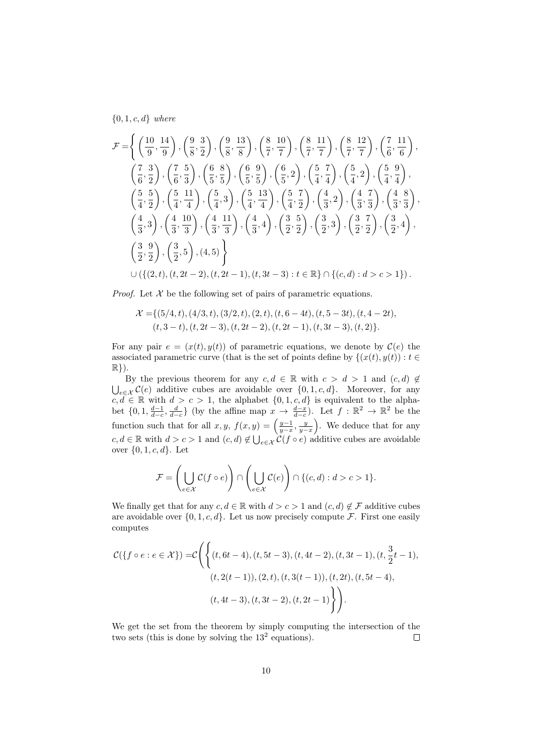$\{0, 1, c, d\}$ *where*

$$\begin{aligned}\mathcal{F} =\Bigg\{ &\left(\frac{10}{9},\frac{14}{9}\right), \left(\frac{9}{8},\frac{3}{2}\right), \left(\frac{9}{8},\frac{13}{8}\right), \left(\frac{8}{7},\frac{10}{7}\right), \left(\frac{8}{7},\frac{11}{7}\right), \left(\frac{8}{7},\frac{12}{7}\right), \left(\frac{7}{6},\frac{11}{6}\right),\\ &\left(\frac{7}{6},\frac{3}{2}\right), \left(\frac{7}{6},\frac{5}{3}\right), \left(\frac{6}{5},\frac{8}{5}\right), \left(\frac{6}{5},\frac{9}{5}\right), \left(\frac{6}{5},2\right), \left(\frac{5}{4},\frac{7}{4}\right), \left(\frac{5}{4},2\right), \left(\frac{5}{4},\frac{9}{4}\right),\\ &\left(\frac{5}{4},\frac{5}{2}\right), \left(\frac{5}{4},\frac{11}{4}\right), \left(\frac{5}{4},3\right), \left(\frac{5}{4},\frac{13}{4}\right), \left(\frac{5}{4},\frac{7}{2}\right), \left(\frac{4}{3},2\right), \left(\frac{4}{3},\frac{7}{3}\right), \left(\frac{4}{3},\frac{8}{3}\right),\\ &\left(\frac{4}{3},3\right), \left(\frac{4}{3},\frac{10}{3}\right), \left(\frac{4}{3},\frac{11}{3}\right), \left(\frac{4}{3},4\right), \left(\frac{3}{2},\frac{5}{2}\right), \left(\frac{3}{2},3\right), \left(\frac{3}{2},\frac{7}{2}\right), \left(\frac{3}{2},4\right),\\ &\left(\frac{3}{2},\frac{9}{2}\right), \left(\frac{3}{2},5\right), (4,5) \Bigg\}\\ &\cup \left(\{(2,t),(t,2t-2),(t,2t-1),(t,3t-3) : t\in\mathbb{R}\} \cap \{(c,d) : d>c>1\}\right).\end{aligned}$$

*Proof.* Let $\mathcal{X}$ be the following set of pairs of parametric equations.

$$\begin{aligned}\mathcal{X} =&\{(5/4,t),(4/3,t),(3/2,t),(2,t),(t,6-4t),(t,5-3t),(t,4-2t),\\ &(t,3-t),(t,2t-3),(t,2t-2),(t,2t-1),(t,3t-3),(t,2)\}.\end{aligned}$$

For any pair $e = (x(t), y(t))$ of parametric equations, we denote by $\mathcal{C}(e)$ the associated parametric curve (that is the set of points define by $\{(x(t), y(t)) : t \in \mathbb{R}\}$).

By the previous theorem for any $c, d \in \mathbb{R}$ with $c > d > 1$ and $(c, d) \notin \bigcup_{e\in\mathcal{X}} \mathcal{C}(e)$ additive cubes are avoidable over $\{0, 1, c, d\}$. Moreover, for any $c, d \in \mathbb{R}$ with $d > c > 1$, the alphabet $\{0, 1, c, d\}$ is equivalent to the alphabet $\{0, 1, \frac{d-1}{d-c}, \frac{d}{d-c}\}$ (by the affine map $x \to \frac{d-x}{d-c}$). Let $f : \mathbb{R}^2 \to \mathbb{R}^2$ be the function such that for all $x, y$, $f(x, y) = \left(\frac{y-1}{y-x}, \frac{y}{y-x}\right)$. We deduce that for any $c, d \in \mathbb{R}$ with $d > c > 1$ and $(c, d) \notin \bigcup_{e\in\mathcal{X}} \mathcal{C}(f \circ e)$ additive cubes are avoidable over $\{0, 1, c, d\}$. Let

$$\mathcal{F} = \left(\bigcup_{e\in\mathcal{X}} \mathcal{C}(f\circ e)\right) \cap \left(\bigcup_{e\in\mathcal{X}} \mathcal{C}(e)\right) \cap \{(c,d) : d > c > 1\}.$$

We finally get that for any $c, d \in \mathbb{R}$ with $d > c > 1$ and $(c, d) \notin \mathcal{F}$ additive cubes are avoidable over $\{0, 1, c, d\}$. Let us now precisely compute $\mathcal{F}$. First one easily computes

$$\begin{aligned}\mathcal{C}(\{f\circ e : e\in\mathcal{X}\}) =\mathcal{C}\Bigg(\Bigg\{ &(t,6t-4),(t,5t-3),(t,4t-2),(t,3t-1),(t,\frac{3}{2}t-1),\\ &(t,2(t-1)),(2,t),(t,3(t-1)),(t,2t),(t,5t-4),\\ &(t,4t-3),(t,3t-2),(t,2t-1)\Bigg\}\Bigg).\end{aligned}$$

We get the set from the theorem by simply computing the intersection of the two sets (this is done by solving the $13^2$ equations). $\square$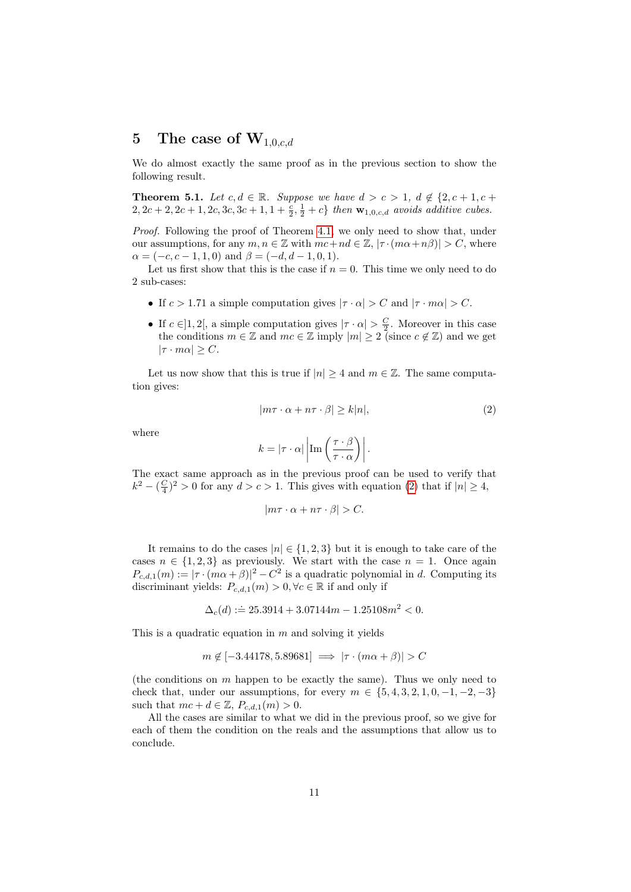## 5 The case of $\mathbf{W}_{1,0,c,d}$

We do almost exactly the same proof as in the previous section to show the following result.

**Theorem 5.1.** *Let $c, d \in \mathbb{R}$. Suppose we have $d > c > 1$, $d \notin \{2, c+1, c+2, 2c+2, 2c+1, 2c, 3c, 3c+1, 1+\frac{c}{2}, \frac{1}{2}+c\}$ then $\mathbf{w}_{1,0,c,d}$ avoids additive cubes.*

*Proof.* Following the proof of Theorem 4.1, we only need to show that, under our assumptions, for any $m, n \in \mathbb{Z}$ with $mc+nd \in \mathbb{Z}$, $|\tau \cdot (m\alpha + n\beta)| > C$, where $\alpha = (-c, c-1, 1, 0)$ and $\beta = (-d, d-1, 0, 1)$.

Let us first show that this is the case if $n = 0$. This time we only need to do 2 sub-cases:

- If $c > 1.71$ a simple computation gives $|\tau \cdot \alpha| > C$ and $|\tau \cdot m\alpha| > C$.
- If $c \in ]1, 2[$, a simple computation gives $|\tau \cdot \alpha| > \frac{C}{2}$. Moreover in this case the conditions $m \in \mathbb{Z}$ and $mc \in \mathbb{Z}$ imply $|m| \geq 2$ (since $c \notin \mathbb{Z}$) and we get $|\tau \cdot m\alpha| \geq C$.

Let us now show that this is true if $|n| \geq 4$ and $m \in \mathbb{Z}$. The same computation gives:

$$|m\tau \cdot \alpha + n\tau \cdot \beta| \geq k|n|, \tag{2}$$

where

$$k = |\tau \cdot \alpha| \left| \mathrm{Im}\left(\frac{\tau \cdot \beta}{\tau \cdot \alpha}\right) \right|.$$

The exact same approach as in the previous proof can be used to verify that $k^2 - (\frac{C}{4})^2 > 0$ for any $d > c > 1$. This gives with equation (2) that if $|n| \geq 4$,

$$|m\tau \cdot \alpha + n\tau \cdot \beta| > C.$$

It remains to do the cases $|n| \in \{1, 2, 3\}$ but it is enough to take care of the cases $n \in \{1, 2, 3\}$ as previously. We start with the case $n = 1$. Once again $P_{c,d,1}(m) := |\tau \cdot (m\alpha + \beta)|^2 - C^2$ is a quadratic polynomial in $d$. Computing its discriminant yields: $P_{c,d,1}(m) > 0, \forall c \in \mathbb{R}$ if and only if

$$\Delta_c(d) :\doteq 25.3914 + 3.07144m - 1.25108m^2 < 0.$$

This is a quadratic equation in $m$ and solving it yields

$$m \notin [-3.44178, 5.89681] \implies |\tau \cdot (m\alpha + \beta)| > C$$

(the conditions on $m$ happen to be exactly the same). Thus we only need to check that, under our assumptions, for every $m \in \{5, 4, 3, 2, 1, 0, -1, -2, -3\}$ such that $mc + d \in \mathbb{Z}$, $P_{c,d,1}(m) > 0$.

All the cases are similar to what we did in the previous proof, so we give for each of them the condition on the reals and the assumptions that allow us to conclude.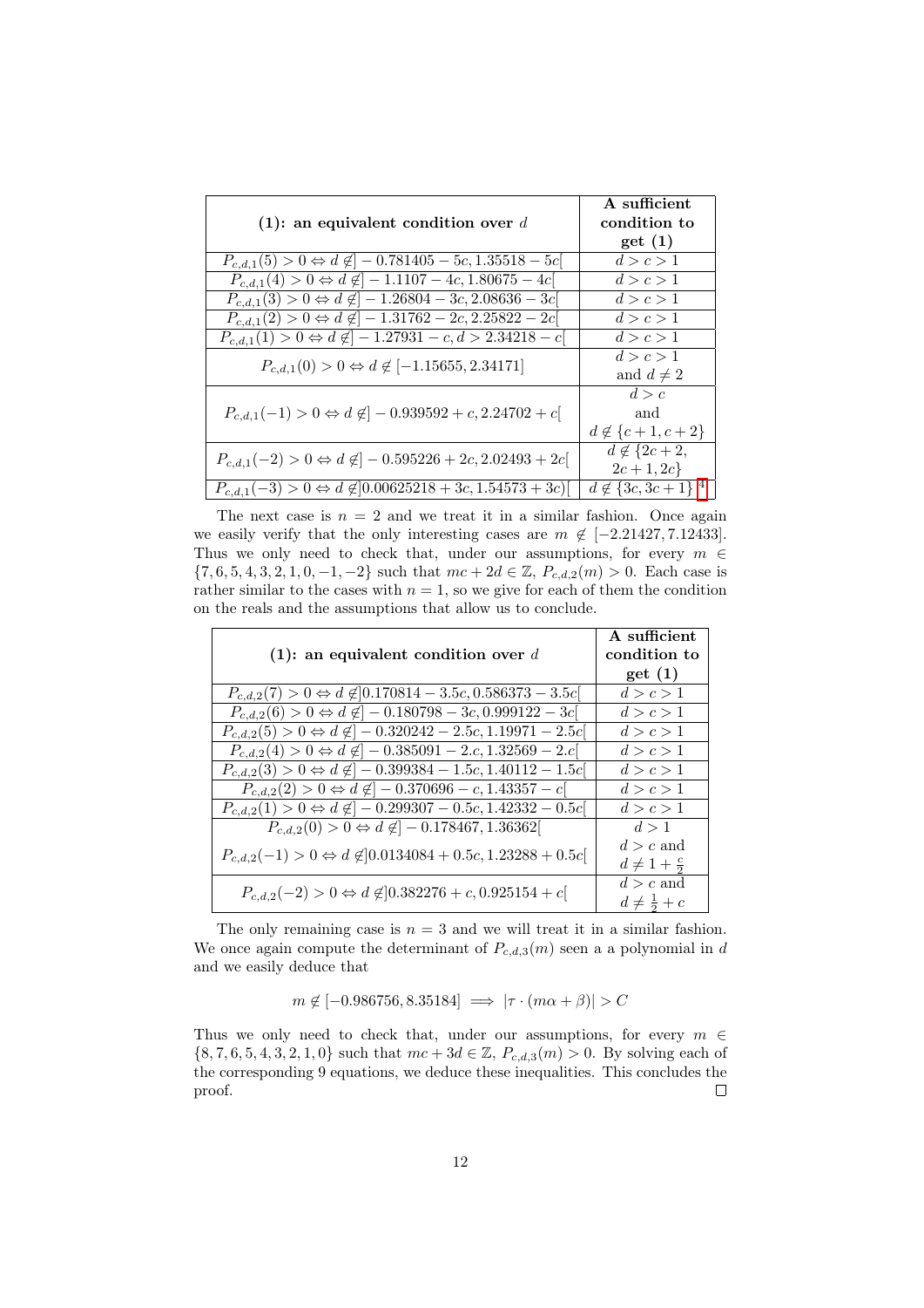| (1): an equivalent condition over $d$ | A sufficient condition to get (1) |
|---|---|
| $P_{c,d,1}(5) > 0 \Leftrightarrow d \notin ]-0.781405 - 5c, 1.35518 - 5c[$ | $d > c > 1$ |
| $P_{c,d,1}(4) > 0 \Leftrightarrow d \notin ]-1.1107 - 4c, 1.80675 - 4c[$ | $d > c > 1$ |
| $P_{c,d,1}(3) > 0 \Leftrightarrow d \notin ]-1.26804 - 3c, 2.08636 - 3c[$ | $d > c > 1$ |
| $P_{c,d,1}(2) > 0 \Leftrightarrow d \notin ]-1.31762 - 2c, 2.25822 - 2c[$ | $d > c > 1$ |
| $P_{c,d,1}(1) > 0 \Leftrightarrow d \notin ]-1.27931 - c, d > 2.34218 - c[$ | $d > c > 1$ |
| $P_{c,d,1}(0) > 0 \Leftrightarrow d \notin [-1.15655, 2.34171]$ | $d > c > 1$ and $d \neq 2$ |
| $P_{c,d,1}(-1) > 0 \Leftrightarrow d \notin ]-0.939592 + c, 2.24702 + c[$ | $d > c$ and $d \notin \{c+1, c+2\}$ |
| $P_{c,d,1}(-2) > 0 \Leftrightarrow d \notin ]-0.595226 + 2c, 2.02493 + 2c[$ | $d \notin \{2c+2, 2c+1, 2c\}$ |
| $P_{c,d,1}(-3) > 0 \Leftrightarrow d \notin ]0.00625218 + 3c, 1.54573 + 3c)[$ | $d \notin \{3c, 3c+1\}$ [4] |

The next case is $n = 2$ and we treat it in a similar fashion. Once again we easily verify that the only interesting cases are $m \notin [-2.21427, 7.12433]$. Thus we only need to check that, under our assumptions, for every $m \in \{7, 6, 5, 4, 3, 2, 1, 0, -1, -2\}$ such that $mc + 2d \in \mathbb{Z}$, $P_{c,d,2}(m) > 0$. Each case is rather similar to the cases with $n = 1$, so we give for each of them the condition on the reals and the assumptions that allow us to conclude.

| (1): an equivalent condition over $d$ | A sufficient condition to get (1) |
|---|---|
| $P_{c,d,2}(7) > 0 \Leftrightarrow d \notin ]0.170814 - 3.5c, 0.586373 - 3.5c[$ | $d > c > 1$ |
| $P_{c,d,2}(6) > 0 \Leftrightarrow d \notin ]-0.180798 - 3c, 0.999122 - 3c[$ | $d > c > 1$ |
| $P_{c,d,2}(5) > 0 \Leftrightarrow d \notin ]-0.320242 - 2.5c, 1.19971 - 2.5c[$ | $d > c > 1$ |
| $P_{c,d,2}(4) > 0 \Leftrightarrow d \notin ]-0.385091 - 2.c, 1.32569 - 2.c[$ | $d > c > 1$ |
| $P_{c,d,2}(3) > 0 \Leftrightarrow d \notin ]-0.399384 - 1.5c, 1.40112 - 1.5c[$ | $d > c > 1$ |
| $P_{c,d,2}(2) > 0 \Leftrightarrow d \notin ]-0.370696 - c, 1.43357 - c[$ | $d > c > 1$ |
| $P_{c,d,2}(1) > 0 \Leftrightarrow d \notin ]-0.299307 - 0.5c, 1.42332 - 0.5c[$ | $d > c > 1$ |
| $P_{c,d,2}(0) > 0 \Leftrightarrow d \notin ]-0.178467, 1.36362[$ | $d > 1$ |
| $P_{c,d,2}(-1) > 0 \Leftrightarrow d \notin ]0.0134084 + 0.5c, 1.23288 + 0.5c[$ | $d > c$ and $d \neq 1 + \frac{c}{2}$ |
| $P_{c,d,2}(-2) > 0 \Leftrightarrow d \notin ]0.382276 + c, 0.925154 + c[$ | $d > c$ and $d \neq \frac{1}{2} + c$ |

The only remaining case is $n = 3$ and we will treat it in a similar fashion. We once again compute the determinant of $P_{c,d,3}(m)$ seen a a polynomial in $d$ and we easily deduce that

$$m \notin [-0.986756, 8.35184] \implies |\tau \cdot (m\alpha + \beta)| > C$$

Thus we only need to check that, under our assumptions, for every $m \in \{8, 7, 6, 5, 4, 3, 2, 1, 0\}$ such that $mc + 3d \in \mathbb{Z}$, $P_{c,d,3}(m) > 0$. By solving each of the corresponding 9 equations, we deduce these inequalities. This concludes the proof. ◻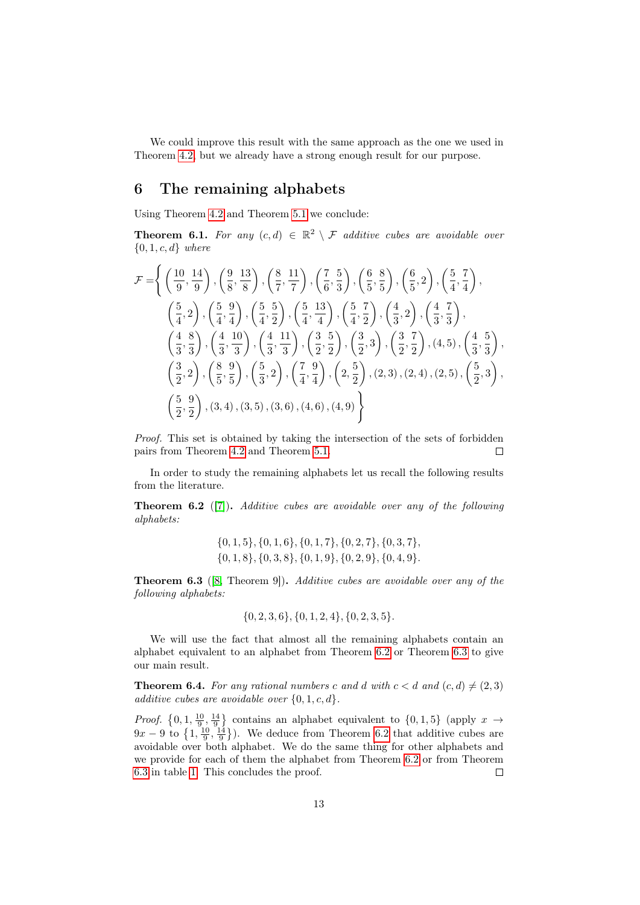We could improve this result with the same approach as the one we used in Theorem 4.2, but we already have a strong enough result for our purpose.

## 6 The remaining alphabets

Using Theorem 4.2 and Theorem 5.1 we conclude:

**Theorem 6.1.** *For any $(c, d) \in \mathbb{R}^2 \setminus \mathcal{F}$ additive cubes are avoidable over $\{0, 1, c, d\}$ where*

$$
\begin{aligned}
\mathcal{F} = \Bigg\{ & \left(\frac{10}{9}, \frac{14}{9}\right), \left(\frac{9}{8}, \frac{13}{8}\right), \left(\frac{8}{7}, \frac{11}{7}\right), \left(\frac{7}{6}, \frac{5}{3}\right), \left(\frac{6}{5}, \frac{8}{5}\right), \left(\frac{6}{5}, 2\right), \left(\frac{5}{4}, \frac{7}{4}\right), \\
& \left(\frac{5}{4}, 2\right), \left(\frac{5}{4}, \frac{9}{4}\right), \left(\frac{5}{4}, \frac{5}{2}\right), \left(\frac{5}{4}, \frac{13}{4}\right), \left(\frac{5}{4}, \frac{7}{2}\right), \left(\frac{4}{3}, 2\right), \left(\frac{4}{3}, \frac{7}{3}\right), \\
& \left(\frac{4}{3}, \frac{8}{3}\right), \left(\frac{4}{3}, \frac{10}{3}\right), \left(\frac{4}{3}, \frac{11}{3}\right), \left(\frac{3}{2}, \frac{5}{2}\right), \left(\frac{3}{2}, 3\right), \left(\frac{3}{2}, \frac{7}{2}\right), (4, 5), \left(\frac{4}{3}, \frac{5}{3}\right), \\
& \left(\frac{3}{2}, 2\right), \left(\frac{8}{5}, \frac{9}{5}\right), \left(\frac{5}{3}, 2\right), \left(\frac{7}{4}, \frac{9}{4}\right), \left(2, \frac{5}{2}\right), (2, 3), (2, 4), (2, 5), \left(\frac{5}{2}, 3\right), \\
& \left(\frac{5}{2}, \frac{9}{2}\right), (3, 4), (3, 5), (3, 6), (4, 6), (4, 9) \Bigg\}
\end{aligned}
$$

*Proof.* This set is obtained by taking the intersection of the sets of forbidden pairs from Theorem 4.2 and Theorem 5.1. □

In order to study the remaining alphabets let us recall the following results from the literature.

**Theorem 6.2** ([7]). *Additive cubes are avoidable over any of the following alphabets:*

$$
\begin{gathered}
\{0, 1, 5\}, \{0, 1, 6\}, \{0, 1, 7\}, \{0, 2, 7\}, \{0, 3, 7\}, \\
\{0, 1, 8\}, \{0, 3, 8\}, \{0, 1, 9\}, \{0, 2, 9\}, \{0, 4, 9\}.
\end{gathered}
$$

**Theorem 6.3** ([8, Theorem 9]). *Additive cubes are avoidable over any of the following alphabets:*

$$
\{0, 2, 3, 6\}, \{0, 1, 2, 4\}, \{0, 2, 3, 5\}.
$$

We will use the fact that almost all the remaining alphabets contain an alphabet equivalent to an alphabet from Theorem 6.2 or Theorem 6.3 to give our main result.

**Theorem 6.4.** *For any rational numbers $c$ and $d$ with $c < d$ and $(c, d) \neq (2, 3)$ additive cubes are avoidable over $\{0, 1, c, d\}$.*

*Proof.* $\{0, 1, \frac{10}{9}, \frac{14}{9}\}$ contains an alphabet equivalent to $\{0, 1, 5\}$ (apply $x \to 9x - 9$ to $\{1, \frac{10}{9}, \frac{14}{9}\}$). We deduce from Theorem 6.2 that additive cubes are avoidable over both alphabet. We do the same thing for other alphabets and we provide for each of them the alphabet from Theorem 6.2 or from Theorem 6.3 in table 1. This concludes the proof. □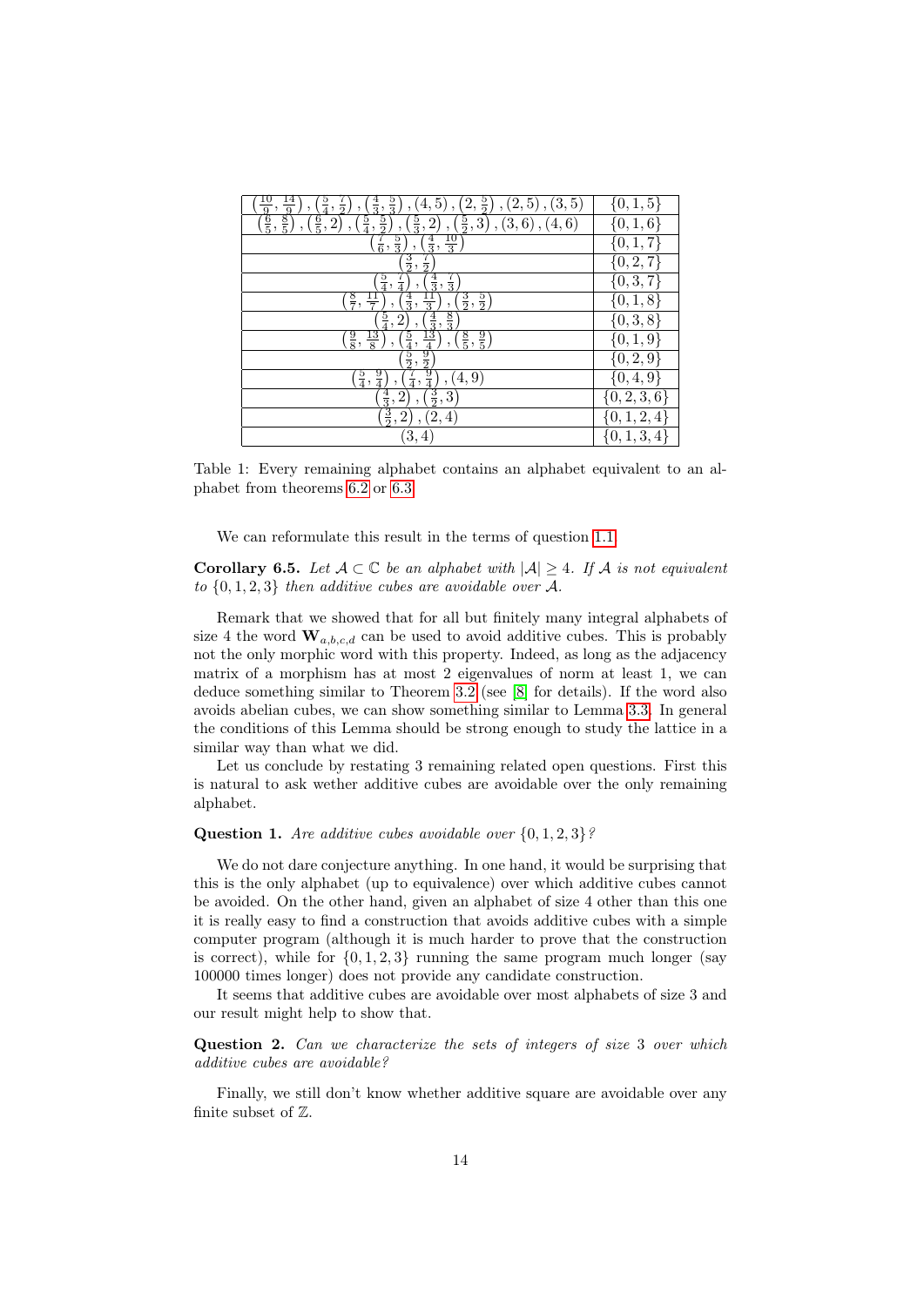| | |
|---|---|
| $\left(\frac{10}{9},\frac{14}{9}\right),\left(\frac{5}{4},\frac{7}{2}\right),\left(\frac{4}{3},\frac{5}{3}\right),(4,5),\left(2,\frac{5}{2}\right),(2,5),(3,5)$ | $\{0,1,5\}$ |
| $\left(\frac{6}{5},\frac{8}{5}\right),\left(\frac{6}{5},2\right),\left(\frac{5}{4},\frac{5}{2}\right),\left(\frac{5}{3},2\right),\left(\frac{5}{2},3\right),(3,6),(4,6)$ | $\{0,1,6\}$ |
| $\left(\frac{7}{6},\frac{5}{3}\right),\left(\frac{4}{3},\frac{10}{3}\right)$ | $\{0,1,7\}$ |
| $\left(\frac{3}{2},\frac{7}{2}\right)$ | $\{0,2,7\}$ |
| $\left(\frac{5}{4},\frac{7}{4}\right),\left(\frac{4}{3},\frac{7}{3}\right)$ | $\{0,3,7\}$ |
| $\left(\frac{8}{7},\frac{11}{7}\right),\left(\frac{4}{3},\frac{11}{3}\right),\left(\frac{3}{2},\frac{5}{2}\right)$ | $\{0,1,8\}$ |
| $\left(\frac{5}{4},2\right),\left(\frac{4}{3},\frac{8}{3}\right)$ | $\{0,3,8\}$ |
| $\left(\frac{9}{8},\frac{13}{8}\right),\left(\frac{5}{4},\frac{13}{4}\right),\left(\frac{8}{5},\frac{9}{5}\right)$ | $\{0,1,9\}$ |
| $\left(\frac{3}{2},\frac{9}{2}\right)$ | $\{0,2,9\}$ |
| $\left(\frac{5}{4},\frac{9}{4}\right),\left(\frac{7}{4},\frac{9}{4}\right),(4,9)$ | $\{0,4,9\}$ |
| $\left(\frac{4}{3},2\right),\left(\frac{3}{2},3\right)$ | $\{0,2,3,6\}$ |
| $\left(\frac{3}{2},2\right),(2,4)$ | $\{0,1,2,4\}$ |
| $(3,4)$ | $\{0,1,3,4\}$ |

Table 1: Every remaining alphabet contains an alphabet equivalent to an alphabet from theorems 6.2 or 6.3

We can reformulate this result in the terms of question 1.1.

**Corollary 6.5.** *Let $\mathcal{A} \subset \mathbb{C}$ be an alphabet with $|\mathcal{A}| \geq 4$. If $\mathcal{A}$ is not equivalent to $\{0,1,2,3\}$ then additive cubes are avoidable over $\mathcal{A}$.*

Remark that we showed that for all but finitely many integral alphabets of size 4 the word $\mathbf{W}_{a,b,c,d}$ can be used to avoid additive cubes. This is probably not the only morphic word with this property. Indeed, as long as the adjacency matrix of a morphism has at most 2 eigenvalues of norm at least 1, we can deduce something similar to Theorem 3.2 (see [8] for details). If the word also avoids abelian cubes, we can show something similar to Lemma 3.3. In general the conditions of this Lemma should be strong enough to study the lattice in a similar way than what we did.

Let us conclude by restating 3 remaining related open questions. First this is natural to ask wether additive cubes are avoidable over the only remaining alphabet.

**Question 1.** *Are additive cubes avoidable over $\{0,1,2,3\}$?*

We do not dare conjecture anything. In one hand, it would be surprising that this is the only alphabet (up to equivalence) over which additive cubes cannot be avoided. On the other hand, given an alphabet of size 4 other than this one it is really easy to find a construction that avoids additive cubes with a simple computer program (although it is much harder to prove that the construction is correct), while for $\{0,1,2,3\}$ running the same program much longer (say 100000 times longer) does not provide any candidate construction.

It seems that additive cubes are avoidable over most alphabets of size 3 and our result might help to show that.

**Question 2.** *Can we characterize the sets of integers of size 3 over which additive cubes are avoidable?*

Finally, we still don't know whether additive square are avoidable over any finite subset of $\mathbb{Z}$.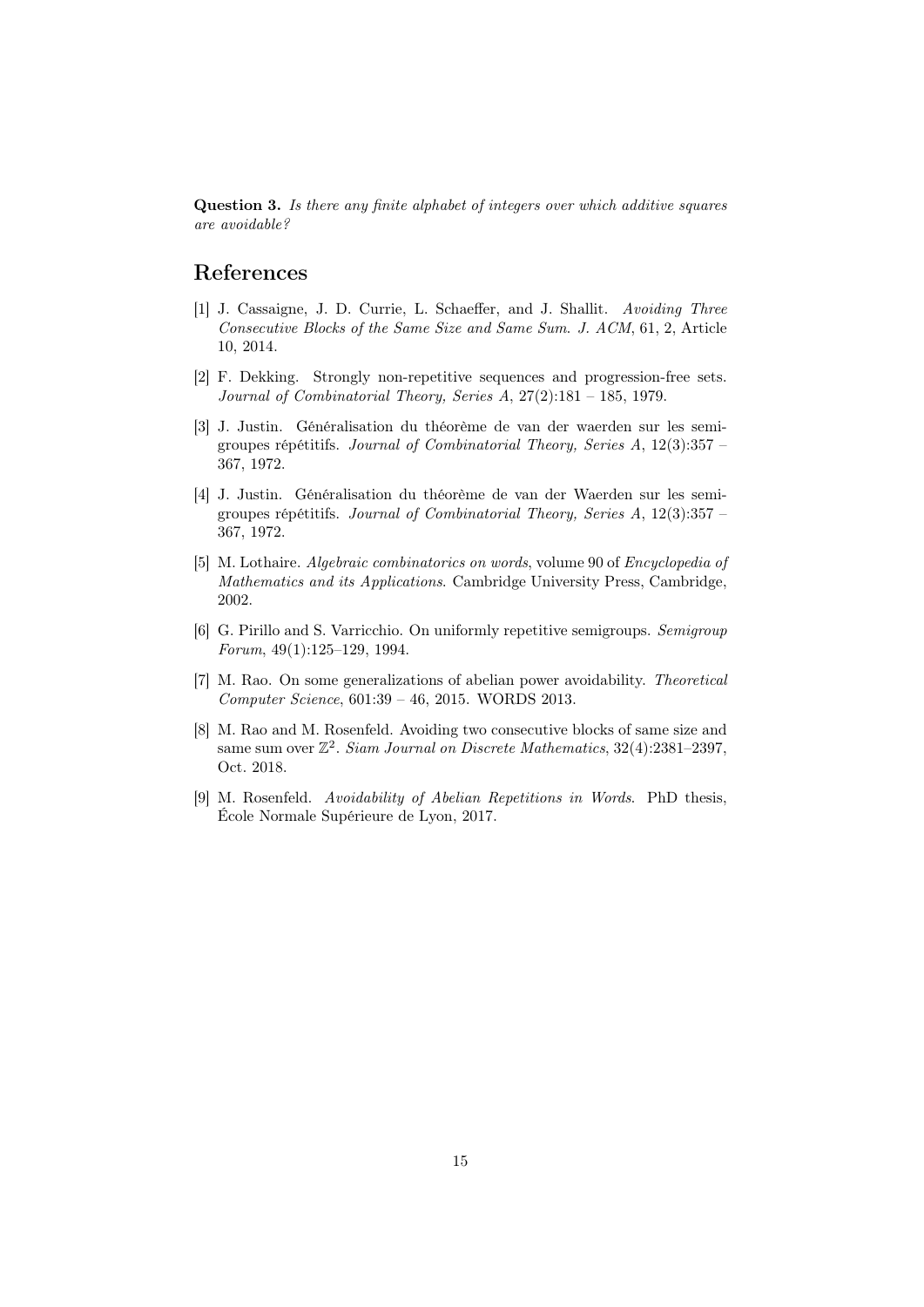**Question 3.** *Is there any finite alphabet of integers over which additive squares are avoidable?*

## References

[1] J. Cassaigne, J. D. Currie, L. Schaeffer, and J. Shallit. *Avoiding Three Consecutive Blocks of the Same Size and Same Sum*. *J. ACM*, 61, 2, Article 10, 2014.

[2] F. Dekking. Strongly non-repetitive sequences and progression-free sets. *Journal of Combinatorial Theory, Series A*, 27(2):181 – 185, 1979.

[3] J. Justin. Généralisation du théorème de van der waerden sur les semi-groupes répétitifs. *Journal of Combinatorial Theory, Series A*, 12(3):357 – 367, 1972.

[4] J. Justin. Généralisation du théorème de van der Waerden sur les semi-groupes répétitifs. *Journal of Combinatorial Theory, Series A*, 12(3):357 – 367, 1972.

[5] M. Lothaire. *Algebraic combinatorics on words*, volume 90 of *Encyclopedia of Mathematics and its Applications*. Cambridge University Press, Cambridge, 2002.

[6] G. Pirillo and S. Varricchio. On uniformly repetitive semigroups. *Semigroup Forum*, 49(1):125–129, 1994.

[7] M. Rao. On some generalizations of abelian power avoidability. *Theoretical Computer Science*, 601:39 – 46, 2015. WORDS 2013.

[8] M. Rao and M. Rosenfeld. Avoiding two consecutive blocks of same size and same sum over $\mathbb{Z}^2$. *Siam Journal on Discrete Mathematics*, 32(4):2381–2397, Oct. 2018.

[9] M. Rosenfeld. *Avoidability of Abelian Repetitions in Words*. PhD thesis, École Normale Supérieure de Lyon, 2017.